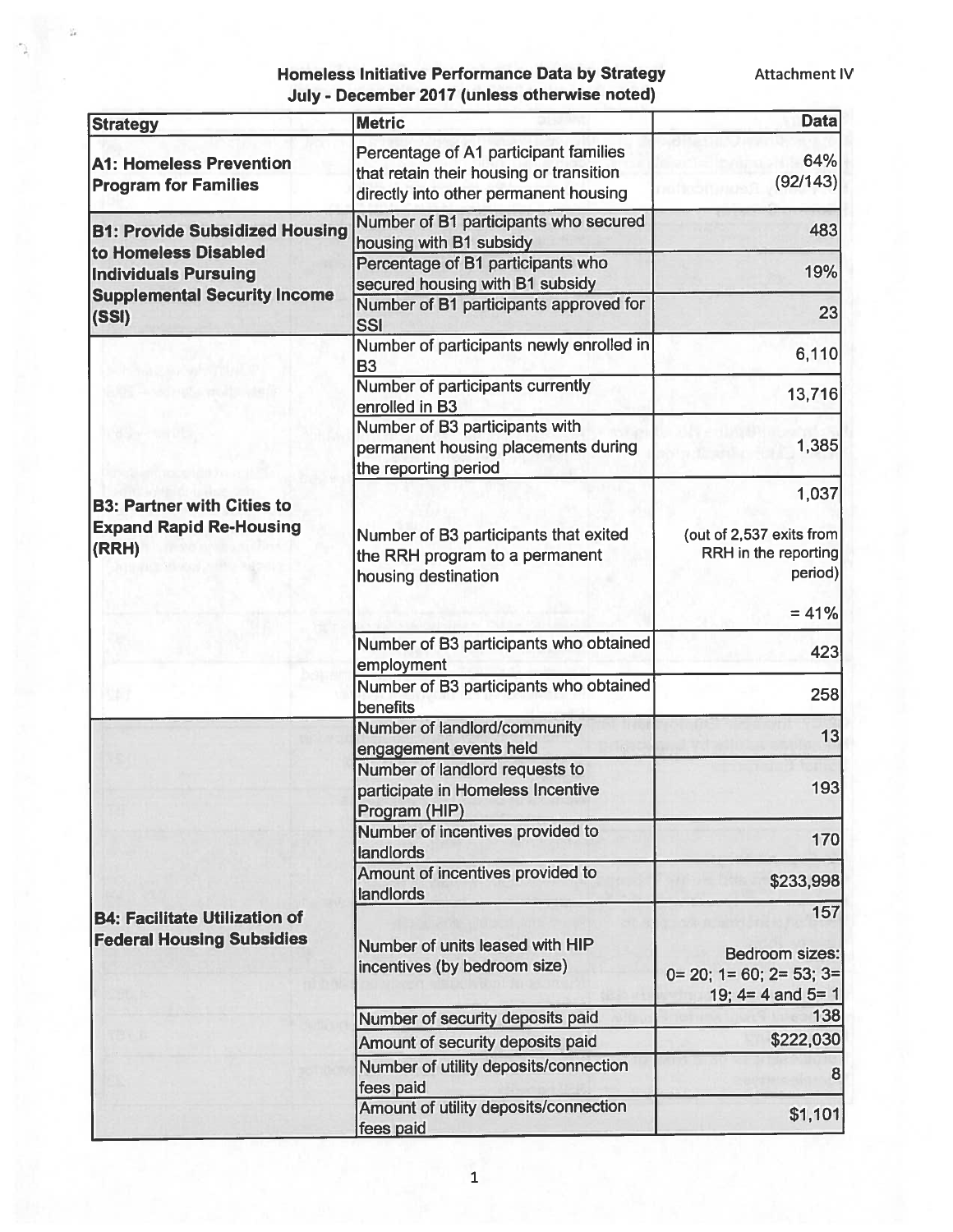**Homeless Initiative Performance Data by Strategy**
**July - December 2017 (unless otherwise noted)**

Attachment IV

| Strategy | Metric | Data |
|---|---|---|
| **A1: Homeless Prevention Program for Families** | Percentage of A1 participant families that retain their housing or transition directly into other permanent housing | 64% (92/143) |
| **B1: Provide Subsidized Housing to Homeless Disabled Individuals Pursuing Supplemental Security Income (SSI)** | Number of B1 participants who secured housing with B1 subsidy | 483 |
| | Percentage of B1 participants who secured housing with B1 subsidy | 19% |
| | Number of B1 participants approved for SSI | 23 |
| **B3: Partner with Cities to Expand Rapid Re-Housing (RRH)** | Number of participants newly enrolled in B3 | 6,110 |
| | Number of participants currently enrolled in B3 | 13,716 |
| | Number of B3 participants with permanent housing placements during the reporting period | 1,385 |
| | Number of B3 participants that exited the RRH program to a permanent housing destination | 1,037 (out of 2,537 exits from RRH in the reporting period) = 41% |
| | Number of B3 participants who obtained employment | 423 |
| | Number of B3 participants who obtained benefits | 258 |
| **B4: Facilitate Utilization of Federal Housing Subsidies** | Number of landlord/community engagement events held | 13 |
| | Number of landlord requests to participate in Homeless Incentive Program (HIP) | 193 |
| | Number of incentives provided to landlords | 170 |
| | Amount of incentives provided to landlords | $233,998 |
| | Number of units leased with HIP incentives (by bedroom size) | 157 Bedroom sizes: 0= 20; 1= 60; 2= 53; 3= 19; 4= 4 and 5= 1 |
| | Number of security deposits paid | 138 |
| | Amount of security deposits paid | $222,030 |
| | Number of utility deposits/connection fees paid | 8 |
| | Amount of utility deposits/connection fees paid | $1,101 |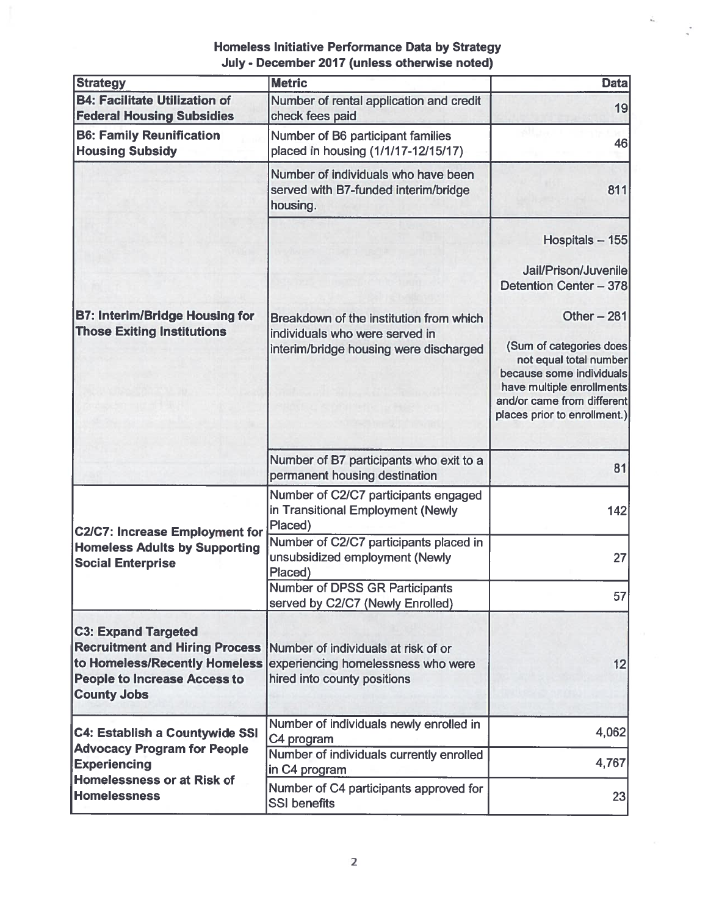## Homeless Initiative Performance Data by Strategy
## July - December 2017 (unless otherwise noted)

| Strategy | Metric | Data |
|---|---|---|
| **B4: Facilitate Utilization of Federal Housing Subsidies** | Number of rental application and credit check fees paid | 19 |
| **B6: Family Reunification Housing Subsidy** | Number of B6 participant families placed in housing (1/1/17-12/15/17) | 46 |
| **B7: Interim/Bridge Housing for Those Exiting Institutions** | Number of individuals who have been served with B7-funded interim/bridge housing. | 811 |
| | Breakdown of the institution from which individuals who were served in interim/bridge housing were discharged | Hospitals – 155<br><br>Jail/Prison/Juvenile Detention Center – 378<br><br>Other – 281<br><br>(Sum of categories does not equal total number because some individuals have multiple enrollments and/or came from different places prior to enrollment.) |
| | Number of B7 participants who exit to a permanent housing destination | 81 |
| **C2/C7: Increase Employment for Homeless Adults by Supporting Social Enterprise** | Number of C2/C7 participants engaged in Transitional Employment (Newly Placed) | 142 |
| | Number of C2/C7 participants placed in unsubsidized employment (Newly Placed) | 27 |
| | Number of DPSS GR Participants served by C2/C7 (Newly Enrolled) | 57 |
| **C3: Expand Targeted Recruitment and Hiring Process to Homeless/Recently Homeless People to Increase Access to County Jobs** | Number of individuals at risk of or experiencing homelessness who were hired into county positions | 12 |
| **C4: Establish a Countywide SSI Advocacy Program for People Experiencing Homelessness or at Risk of Homelessness** | Number of individuals newly enrolled in C4 program | 4,062 |
| | Number of individuals currently enrolled in C4 program | 4,767 |
| | Number of C4 participants approved for SSI benefits | 23 |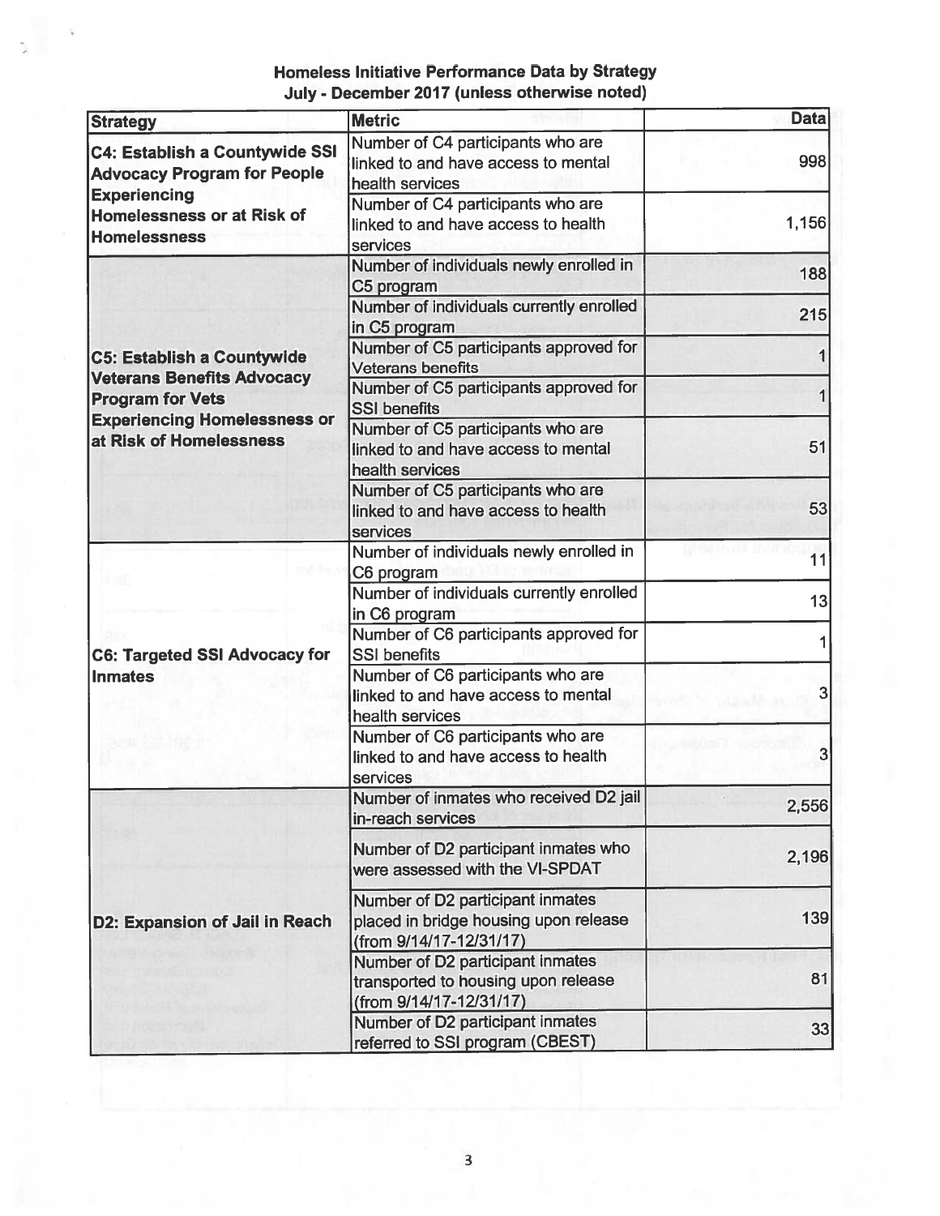## Homeless Initiative Performance Data by Strategy
### July - December 2017 (unless otherwise noted)

| Strategy | Metric | Data |
|---|---|---|
| **C4: Establish a Countywide SSI Advocacy Program for People Experiencing Homelessness or at Risk of Homelessness** | Number of C4 participants who are linked to and have access to mental health services | 998 |
| | Number of C4 participants who are linked to and have access to health services | 1,156 |
| **C5: Establish a Countywide Veterans Benefits Advocacy Program for Vets Experiencing Homelessness or at Risk of Homelessness** | Number of individuals newly enrolled in C5 program | 188 |
| | Number of individuals currently enrolled in C5 program | 215 |
| | Number of C5 participants approved for Veterans benefits | 1 |
| | Number of C5 participants approved for SSI benefits | 1 |
| | Number of C5 participants who are linked to and have access to mental health services | 51 |
| | Number of C5 participants who are linked to and have access to health services | 53 |
| **C6: Targeted SSI Advocacy for Inmates** | Number of individuals newly enrolled in C6 program | 11 |
| | Number of individuals currently enrolled in C6 program | 13 |
| | Number of C6 participants approved for SSI benefits | 1 |
| | Number of C6 participants who are linked to and have access to mental health services | 3 |
| | Number of C6 participants who are linked to and have access to health services | 3 |
| **D2: Expansion of Jail in Reach** | Number of inmates who received D2 jail in-reach services | 2,556 |
| | Number of D2 participant inmates who were assessed with the VI-SPDAT | 2,196 |
| | Number of D2 participant inmates placed in bridge housing upon release (from 9/14/17-12/31/17) | 139 |
| | Number of D2 participant inmates transported to housing upon release (from 9/14/17-12/31/17) | 81 |
| | Number of D2 participant inmates referred to SSI program (CBEST) | 33 |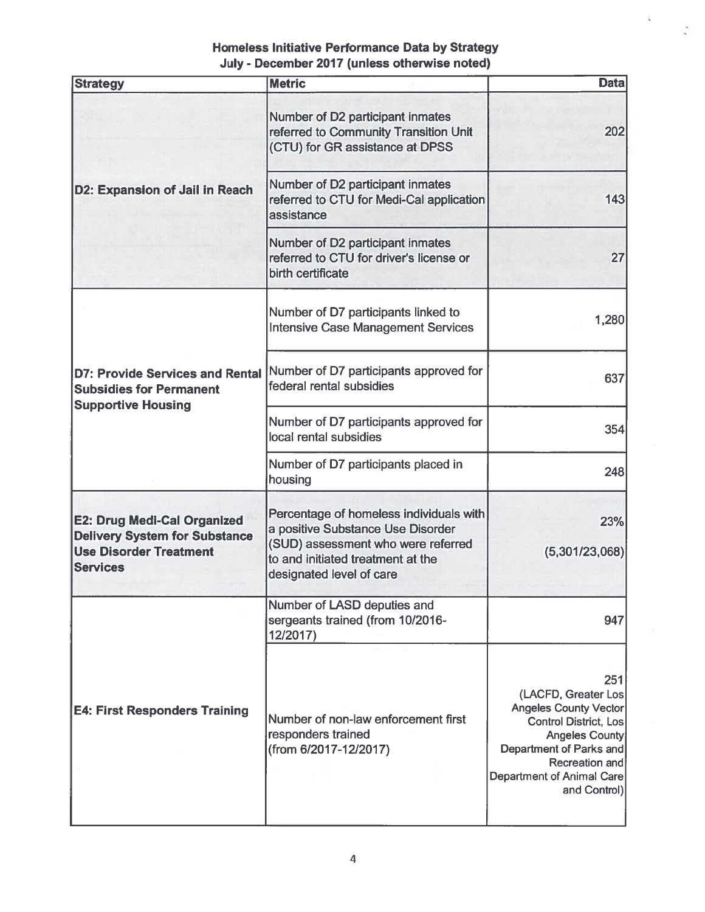## Homeless Initiative Performance Data by Strategy
### July - December 2017 (unless otherwise noted)

| Strategy | Metric | Data |
|---|---|---|
| **D2: Expansion of Jail in Reach** | Number of D2 participant inmates referred to Community Transition Unit (CTU) for GR assistance at DPSS | 202 |
| | Number of D2 participant inmates referred to CTU for Medi-Cal application assistance | 143 |
| | Number of D2 participant inmates referred to CTU for driver's license or birth certificate | 27 |
| **D7: Provide Services and Rental Subsidies for Permanent Supportive Housing** | Number of D7 participants linked to Intensive Case Management Services | 1,280 |
| | Number of D7 participants approved for federal rental subsidies | 637 |
| | Number of D7 participants approved for local rental subsidies | 354 |
| | Number of D7 participants placed in housing | 248 |
| **E2: Drug Medi-Cal Organized Delivery System for Substance Use Disorder Treatment Services** | Percentage of homeless individuals with a positive Substance Use Disorder (SUD) assessment who were referred to and initiated treatment at the designated level of care | 23% (5,301/23,068) |
| **E4: First Responders Training** | Number of LASD deputies and sergeants trained (from 10/2016-12/2017) | 947 |
| | Number of non-law enforcement first responders trained (from 6/2017-12/2017) | 251 (LACFD, Greater Los Angeles County Vector Control District, Los Angeles County Department of Parks and Recreation and Department of Animal Care and Control) |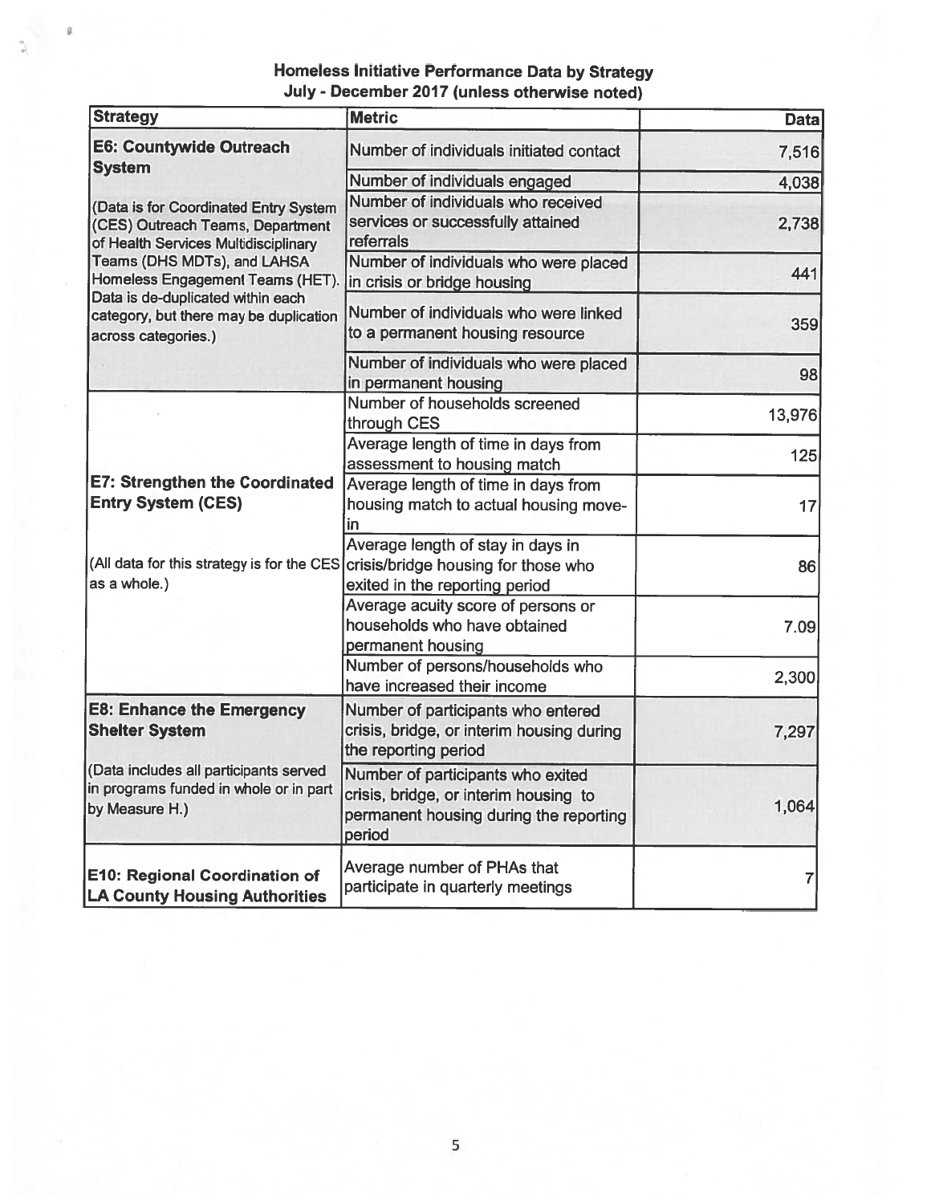**Homeless Initiative Performance Data by Strategy**
**July - December 2017 (unless otherwise noted)**

| Strategy | Metric | Data |
|---|---|---|
| **E6: Countywide Outreach System** (Data is for Coordinated Entry System (CES) Outreach Teams, Department of Health Services Multidisciplinary Teams (DHS MDTs), and LAHSA Homeless Engagement Teams (HET). Data is de-duplicated within each category, but there may be duplication across categories.) | Number of individuals initiated contact | 7,516 |
| | Number of individuals engaged | 4,038 |
| | Number of individuals who received services or successfully attained referrals | 2,738 |
| | Number of individuals who were placed in crisis or bridge housing | 441 |
| | Number of individuals who were linked to a permanent housing resource | 359 |
| | Number of individuals who were placed in permanent housing | 98 |
| **E7: Strengthen the Coordinated Entry System (CES)** (All data for this strategy is for the CES as a whole.) | Number of households screened through CES | 13,976 |
| | Average length of time in days from assessment to housing match | 125 |
| | Average length of time in days from housing match to actual housing move-in | 17 |
| | Average length of stay in days in crisis/bridge housing for those who exited in the reporting period | 86 |
| | Average acuity score of persons or households who have obtained permanent housing | 7.09 |
| | Number of persons/households who have increased their income | 2,300 |
| **E8: Enhance the Emergency Shelter System** (Data includes all participants served in programs funded in whole or in part by Measure H.) | Number of participants who entered crisis, bridge, or interim housing during the reporting period | 7,297 |
| | Number of participants who exited crisis, bridge, or interim housing to permanent housing during the reporting period | 1,064 |
| **E10: Regional Coordination of LA County Housing Authorities** | Average number of PHAs that participate in quarterly meetings | 7 |